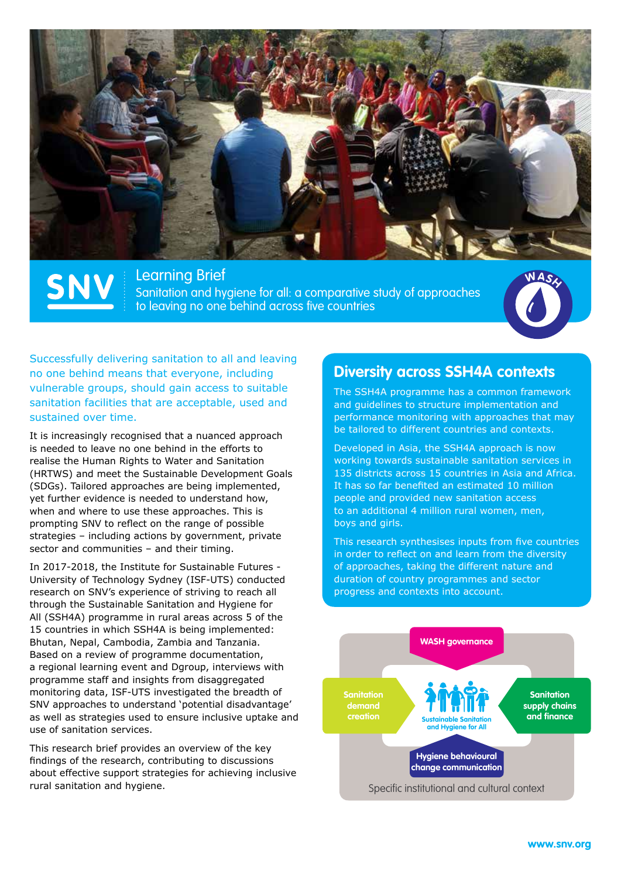# Learning Brief

## Sanitation and hygiene for all: a comparative study of approaches to leaving no one behind across five countries

Successfully delivering sanitation to all and leaving no one behind means that everyone, including vulnerable groups, should gain access to suitable sanitation facilities that are acceptable, used and sustained over time.

It is increasingly recognised that a nuanced approach is needed to leave no one behind in the efforts to realise the Human Rights to Water and Sanitation (HRTWS) and meet the Sustainable Development Goals (SDGs). Tailored approaches are being implemented, yet further evidence is needed to understand how, when and where to use these approaches. This is prompting SNV to reflect on the range of possible strategies – including actions by government, private sector and communities – and their timing.

In 2017-2018, the Institute for Sustainable Futures - University of Technology Sydney (ISF-UTS) conducted research on SNV's experience of striving to reach all through the Sustainable Sanitation and Hygiene for All (SSH4A) programme in rural areas across 5 of the 15 countries in which SSH4A is being implemented: Bhutan, Nepal, Cambodia, Zambia and Tanzania. Based on a review of programme documentation, a regional learning event and Dgroup, interviews with programme staff and insights from disaggregated monitoring data, ISF-UTS investigated the breadth of SNV approaches to understand 'potential disadvantage' as well as strategies used to ensure inclusive uptake and use of sanitation services.

This research brief provides an overview of the key findings of the research, contributing to discussions about effective support strategies for achieving inclusive rural sanitation and hygiene.

## Diversity across SSH4A contexts

The SSH4A programme has a common framework and guidelines to structure implementation and performance monitoring with approaches that may be tailored to different countries and contexts.

Developed in Asia, the SSH4A approach is now working towards sustainable sanitation services in 135 districts across 15 countries in Asia and Africa. It has so far benefited an estimated 10 million people and provided new sanitation access to an additional 4 million rural women, men, boys and girls.

This research synthesises inputs from five countries in order to reflect on and learn from the diversity of approaches, taking the different nature and duration of country programmes and sector progress and contexts into account.

WASH governance

Sanitation demand creation

Sustainable Sanitation and Hygiene for All

Sanitation supply chains and finance

Hygiene behavioural change communication

Specific institutional and cultural context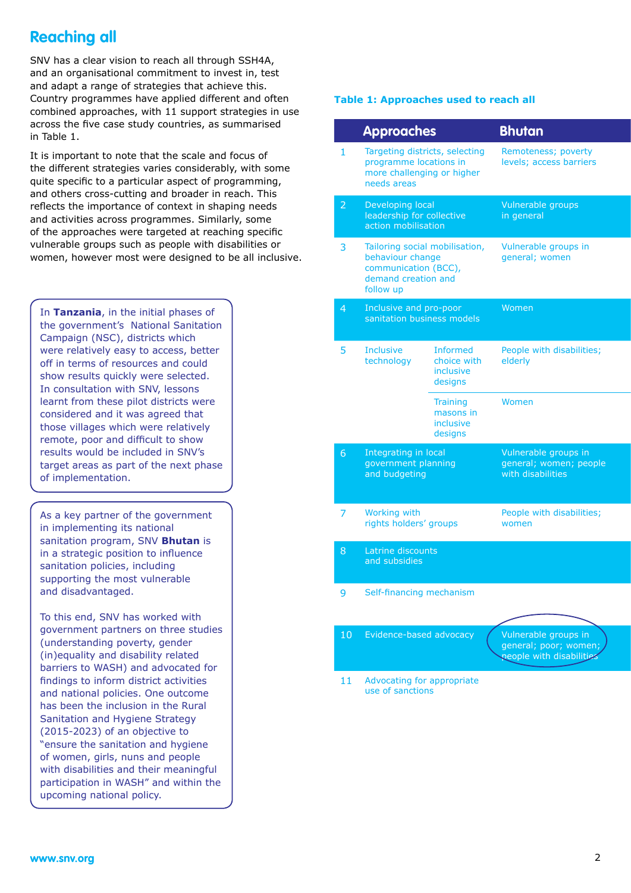## Reaching all

SNV has a clear vision to reach all through SSH4A, and an organisational commitment to invest in, test and adapt a range of strategies that achieve this. Country programmes have applied different and often combined approaches, with 11 support strategies in use across the five case study countries, as summarised in Table 1.

It is important to note that the scale and focus of the different strategies varies considerably, with some quite specific to a particular aspect of programming, and others cross-cutting and broader in reach. This reflects the importance of context in shaping needs and activities across programmes. Similary, some of the approaches were targeted at reaching specific vulnerable groups such as people with disabilities or women, however most were designed to be all inclusive.

In **Tanzania**, in the initial phases of the government's National Sanitation Campaign (NSC), districts which were relatively easy to access, better off in terms of resources and could show results quickly were selected. In consultation with SNV, lessons learnt from these pilot districts were considered and it was agreed that those villages which were relatively remote, poor and difficult to show results would be included in SNV's target areas as part of the next phase of implementation.

As a key partner of the government in implementing its national sanitation program, SNV **Bhutan** is in a strategic position to influence sanitation policies, including supporting the most vulnerable and disadvantaged.

To this end, SNV has worked with government partners on three studies (understanding poverty, gender (in)equality and disability related barriers to WASH) and advocated for findings to inform district activities and national policies. One outcome has been the inclusion in the Rural Sanitation and Hygiene Strategy (2015-2023) of an objective to "ensure the sanitation and hygiene of women, girls, nuns and people with disabilities and their meaningful participation in WASH" and within the upcoming national policy.

**Table 1: Approaches used to reach all**

| # | Approaches | | Bhutan |
|---|---|---|---|
| 1 | Targeting districts, selecting programme locations in more challenging or higher needs areas | | Remoteness; poverty levels; access barriers |
| 2 | Developing local leadership for collective action mobilisation | | Vulnerable groups in general |
| 3 | Tailoring social mobilisation, behaviour change communication (BCC), demand creation and follow up | | Vulnerable groups in general; women |
| 4 | Inclusive and pro-poor sanitation business models | | Women |
| 5 | Inclusive technology | Informed choice with inclusive designs | People with disabilities; elderly |
| | | Training masons in inclusive designs | Women |
| 6 | Integrating in local government planning and budgeting | | Vulnerable groups in general; women; people with disabilities |
| 7 | Working with rights holders' groups | | People with disabilities; women |
| 8 | Latrine discounts and subsidies | | |
| 9 | Self-financing mechanism | | |
| 10 | Evidence-based advocacy | | Vulnerable groups in general; poor; women; people with disabilities |
| 11 | Advocating for appropriate use of sanctions | | |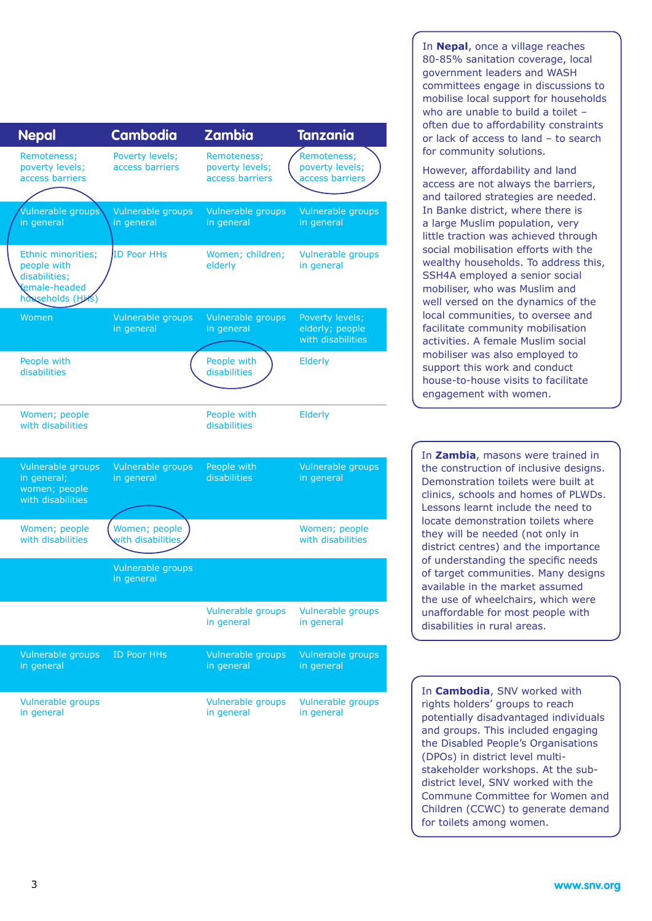| Nepal | Cambodia | Zambia | Tanzania |
|---|---|---|---|
| Remoteness; poverty levels; access barriers | Poverty levels; access barriers | Remoteness; poverty levels; access barriers | Remoteness; poverty levels; access barriers |
| Vulnerable groups in general | Vulnerable groups in general | Vulnerable groups in general | Vulnerable groups in general |
| Ethnic minorities; people with disabilities; female-headed households (HHs) | ID Poor HHs | Women; children; elderly | Vulnerable groups in general |
| Women | Vulnerable groups in general | Vulnerable groups in general | Poverty levels; elderly; people with disabilities |
| People with disabilities | | People with disabilities | Elderly |
| Women; people with disabilities | | People with disabilities | Elderly |
| Vulnerable groups in general; women; people with disabilities | Vulnerable groups in general | People with disabilities | Vulnerable groups in general |
| Women; people with disabilities | Women; people with disabilities | | Women; people with disabilities |
| | Vulnerable groups in general | | |
| | | Vulnerable groups in general | Vulnerable groups in general |
| Vulnerable groups in general | ID Poor HHs | Vulnerable groups in general | Vulnerable groups in general |
| Vulnerable groups in general | | Vulnerable groups in general | Vulnerable groups in general |

In **Nepal**, once a village reaches 80-85% sanitation coverage, local government leaders and WASH committees engage in discussions to mobilise local support for households who are unable to build a toilet – often due to affordability constraints or lack of access to land – to search for community solutions.

However, affordability and land access are not always the barriers, and tailored strategies are needed. In Banke district, where there is a large Muslim population, very little traction was achieved through social mobilisation efforts with the wealthy households. To address this, SSH4A employed a senior social mobiliser, who was Muslim and well versed on the dynamics of the local communities, to oversee and facilitate community mobilisation activities. A female Muslim social mobiliser was also employed to support this work and conduct house-to-house visits to facilitate engagement with women.

In **Zambia**, masons were trained in the construction of inclusive designs. Demonstration toilets were built at clinics, schools and homes of PLWDs. Lessons learnt include the need to locate demonstration toilets where they will be needed (not only in district centres) and the importance of understanding the specific needs of target communities. Many designs available in the market assumed the use of wheelchairs, which were unaffordable for most people with disabilities in rural areas.

In **Cambodia**, SNV worked with rights holders' groups to reach potentially disadvantaged individuals and groups. This included engaging the Disabled People's Organisations (DPOs) in district level multi-stakeholder workshops. At the sub-district level, SNV worked with the Commune Committee for Women and Children (CCWC) to generate demand for toilets among women.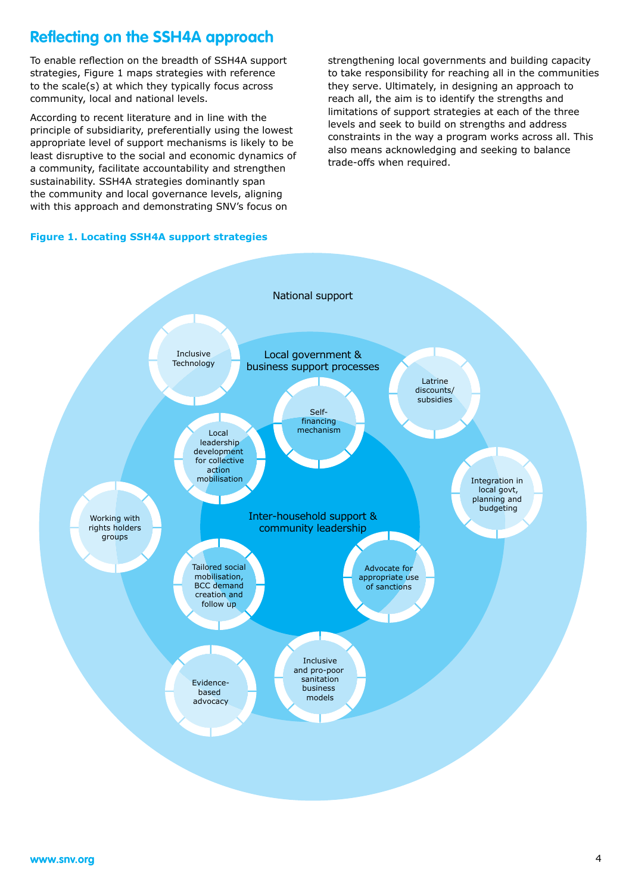## Reflecting on the SSH4A approach

To enable reflection on the breadth of SSH4A support strategies, Figure 1 maps strategies with reference to the scale(s) at which they typically focus across community, local and national levels.

According to recent literature and in line with the principle of subsidiarity, preferentially using the lowest appropriate level of support mechanisms is likely to be least disruptive to the social and economic dynamics of a community, facilitate accountability and strengthen sustainability. SSH4A strategies dominantly span the community and local governance levels, aligning with this approach and demonstrating SNV's focus on strengthening local governments and building capacity to take responsibility for reaching all in the communities they serve. Ultimately, in designing an approach to reach all, the aim is to identify the strengths and limitations of support strategies at each of the three levels and seek to build on strengths and address constraints in the way a program works across all. This also means acknowledging and seeking to balance trade-offs when required.

**Figure 1. Locating SSH4A support strategies**

National support

Local government & business support processes

Inter-household support & community leadership

Inclusive Technology

Latrine discounts/ subsidies

Self-financing mechanism

Local leadership development for collective action mobilisation

Integration in local govt, planning and budgeting

Working with rights holders groups

Tailored social mobilisation, BCC demand creation and follow up

Advocate for appropriate use of sanctions

Evidence-based advocacy

Inclusive and pro-poor sanitation business models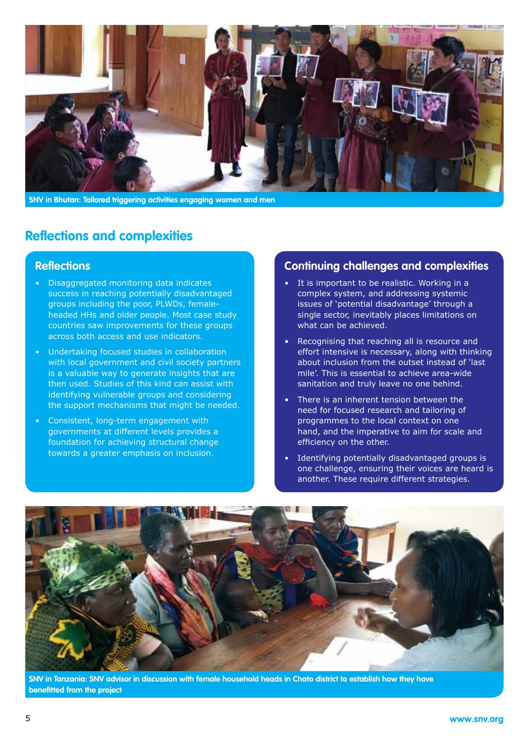SNV in Bhutan: Tailored triggering activities engaging women and men

## Reflections and complexities

### Reflections

- Disaggregated monitoring data indicates success in reaching potentially disadvantaged groups including the poor, PLWDs, female-headed HHs and older people. Most case study countries saw improvements for these groups across both access and use indicators.
- Undertaking focused studies in collaboration with local government and civil society partners is a valuable way to generate insights that are then used. Studies of this kind can assist with identifying vulnerable groups and considering the support mechanisms that might be needed.
- Consistent, long-term engagement with governments at different levels provides a foundation for achieving structural change towards a greater emphasis on inclusion.

### Continuing challenges and complexities

- It is important to be realistic. Working in a complex system, and addressing systemic issues of 'potential disadvantage' through a single sector, inevitably places limitations on what can be achieved.
- Recognising that reaching all is resource and effort intensive is necessary, along with thinking about inclusion from the outset instead of 'last mile'. This is essential to achieve area-wide sanitation and truly leave no one behind.
- There is an inherent tension between the need for focused research and tailoring of programmes to the local context on one hand, and the imperative to aim for scale and efficiency on the other.
- Identifying potentially disadvantaged groups is one challenge, ensuring their voices are heard is another. These require different strategies.

SNV in Tanzania: SNV advisor in discussion with female household heads in Chato district to establish how they have benefitted from the project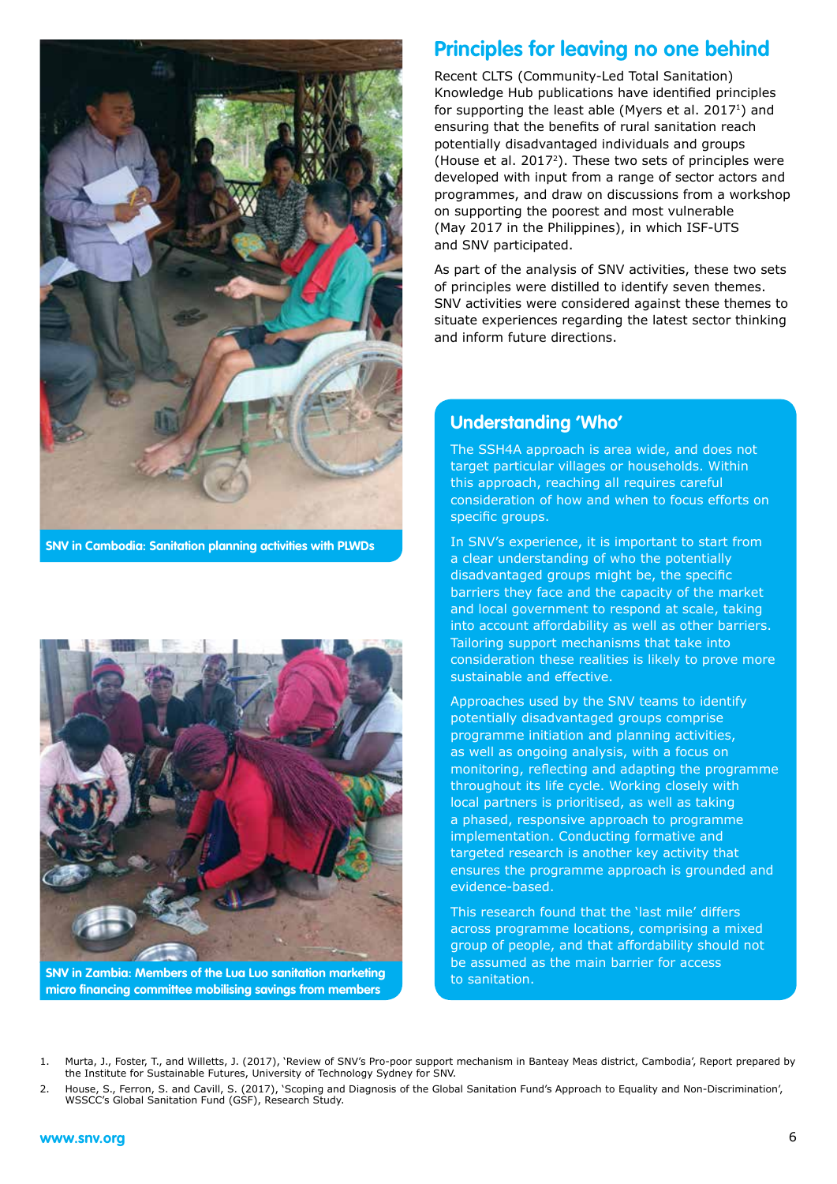SNV in Cambodia: Sanitation planning activities with PLWDs

SNV in Zambia: Members of the Lua Luo sanitation marketing micro financing committee mobilising savings from members

## Principles for leaving no one behind

Recent CLTS (Community-Led Total Sanitation) Knowledge Hub publications have identified principles for supporting the least able (Myers et al. 2017[1]) and ensuring that the benefits of rural sanitation reach potentially disadvantaged individuals and groups (House et al. 2017[2]). These two sets of principles were developed with input from a range of sector actors and programmes, and draw on discussions from a workshop on supporting the poorest and most vulnerable (May 2017 in the Philippines), in which ISF-UTS and SNV participated.

As part of the analysis of SNV activities, these two sets of principles were distilled to identify seven themes. SNV activities were considered against these themes to situate experiences regarding the latest sector thinking and inform future directions.

### Understanding 'Who'

The SSH4A approach is area wide, and does not target particular villages or households. Within this approach, reaching all requires careful consideration of how and when to focus efforts on specific groups.

In SNV's experience, it is important to start from a clear understanding of who the potentially disadvantaged groups might be, the specific barriers they face and the capacity of the market and local government to respond at scale, taking into account affordability as well as other barriers. Tailoring support mechanisms that take into consideration these realities is likely to prove more sustainable and effective.

Approaches used by the SNV teams to identify potentially disadvantaged groups comprise programme initiation and planning activities, as well as ongoing analysis, with a focus on monitoring, reflecting and adapting the programme throughout its life cycle. Working closely with local partners is prioritised, as well as taking a phased, responsive approach to programme implementation. Conducting formative and targeted research is another key activity that ensures the programme approach is grounded and evidence-based.

This research found that the 'last mile' differs across programme locations, comprising a mixed group of people, and that affordability should not be assumed as the main barrier for access to sanitation.

1. Murta, J., Foster, T., and Willetts, J. (2017), 'Review of SNV's Pro-poor support mechanism in Banteay Meas district, Cambodia', Report prepared by the Institute for Sustainable Futures, University of Technology Sydney for SNV.
2. House, S., Ferron, S. and Cavill, S. (2017), 'Scoping and Diagnosis of the Global Sanitation Fund's Approach to Equality and Non-Discrimination', WSSCC's Global Sanitation Fund (GSF), Research Study.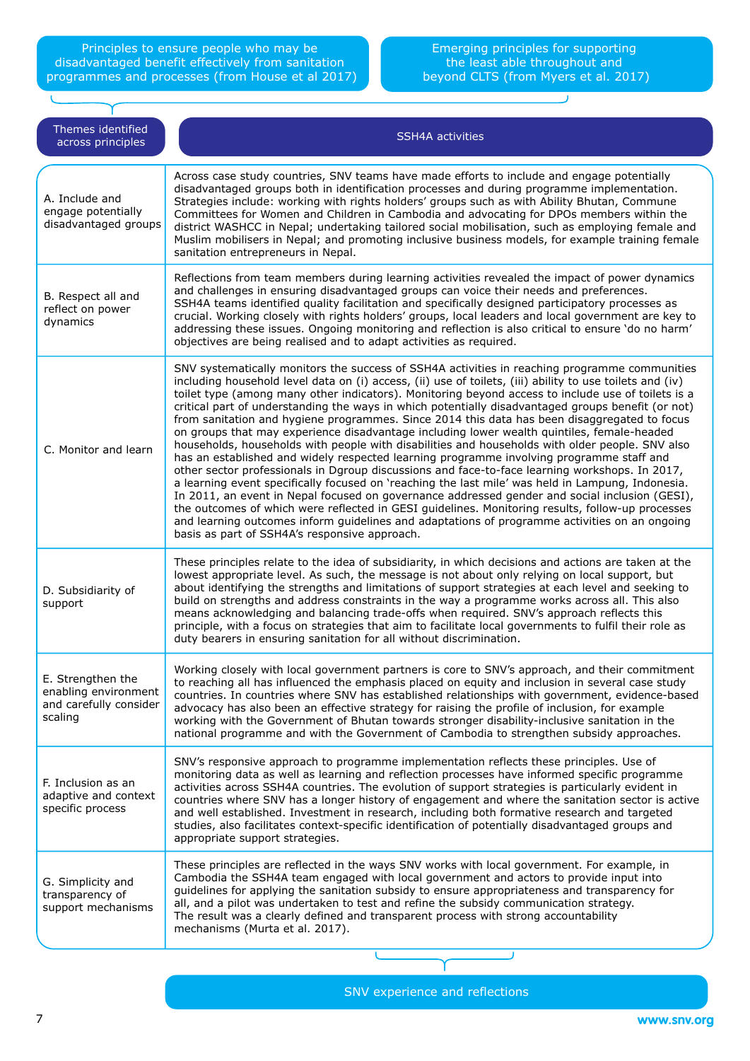Principles to ensure people who may be disadvantaged benefit effectively from sanitation programmes and processes (from House et al 2017)

Emerging principles for supporting the least able throughout and beyond CLTS (from Myers et al. 2017)

| Themes identified across principles | SSH4A activities |
|---|---|
| A. Include and engage potentially disadvantaged groups | Across case study countries, SNV teams have made efforts to include and engage potentially disadvantaged groups both in identification processes and during programme implementation. Strategies include: working with rights holders' groups such as with Ability Bhutan, Commune Committees for Women and Children in Cambodia and advocating for DPOs members within the district WASHCC in Nepal; undertaking tailored social mobilisation, such as employing female and Muslim mobilisers in Nepal; and promoting inclusive business models, for example training female sanitation entrepreneurs in Nepal. |
| B. Respect all and reflect on power dynamics | Reflections from team members during learning activities revealed the impact of power dynamics and challenges in ensuring disadvantaged groups can voice their needs and preferences. SSH4A teams identified quality facilitation and specifically designed participatory processes as crucial. Working closely with rights holders' groups, local leaders and local government are key to addressing these issues. Ongoing monitoring and reflection is also critical to ensure 'do no harm' objectives are being realised and to adapt activities as required. |
| C. Monitor and learn | SNV systematically monitors the success of SSH4A activities in reaching programme communities including household level data on (i) access, (ii) use of toilets, (iii) ability to use toilets and (iv) toilet type (among many other indicators). Monitoring beyond access to include use of toilets is a critical part of understanding the ways in which potentially disadvantaged groups benefit (or not) from sanitation and hygiene programmes. Since 2014 this data has been disaggregated to focus on groups that may experience disadvantage including lower wealth quintiles, female-headed households, households with people with disabilities and households with older people. SNV also has an established and widely respected learning programme involving programme staff and other sector professionals in Dgroup discussions and face-to-face learning workshops. In 2017, a learning event specifically focused on 'reaching the last mile' was held in Lampung, Indonesia. In 2011, an event in Nepal focused on governance addressed gender and social inclusion (GESI), the outcomes of which were reflected in GESI guidelines. Monitoring results, follow-up processes and learning outcomes inform guidelines and adaptations of programme activities on an ongoing basis as part of SSH4A's responsive approach. |
| D. Subsidiarity of support | These principles relate to the idea of subsidiarity, in which decisions and actions are taken at the lowest appropriate level. As such, the message is not about only relying on local support, but about identifying the strengths and limitations of support strategies at each level and seeking to build on strengths and address constraints in the way a programme works across all. This also means acknowledging and balancing trade-offs when required. SNV's approach reflects this principle, with a focus on strategies that aim to facilitate local governments to fulfil their role as duty bearers in ensuring sanitation for all without discrimination. |
| E. Strengthen the enabling environment and carefully consider scaling | Working closely with local government partners is core to SNV's approach, and their commitment to reaching all has influenced the emphasis placed on equity and inclusion in several case study countries. In countries where SNV has established relationships with government, evidence-based advocacy has also been an effective strategy for raising the profile of inclusion, for example working with the Government of Bhutan towards stronger disability-inclusive sanitation in the national programme and with the Government of Cambodia to strengthen subsidy approaches. |
| F. Inclusion as an adaptive and context specific process | SNV's responsive approach to programme implementation reflects these principles. Use of monitoring data as well as learning and reflection processes have informed specific programme activities across SSH4A countries. The evolution of support strategies is particularly evident in countries where SNV has a longer history of engagement and where the sanitation sector is active and well established. Investment in research, including both formative research and targeted studies, also facilitates context-specific identification of potentially disadvantaged groups and appropriate support strategies. |
| G. Simplicity and transparency of support mechanisms | These principles are reflected in the ways SNV works with local government. For example, in Cambodia the SSH4A team engaged with local government and actors to provide input into guidelines for applying the sanitation subsidy to ensure appropriateness and transparency for all, and a pilot was undertaken to test and refine the subsidy communication strategy. The result was a clearly defined and transparent process with strong accountability mechanisms (Murta et al. 2017). |

SNV experience and reflections

www.snv.org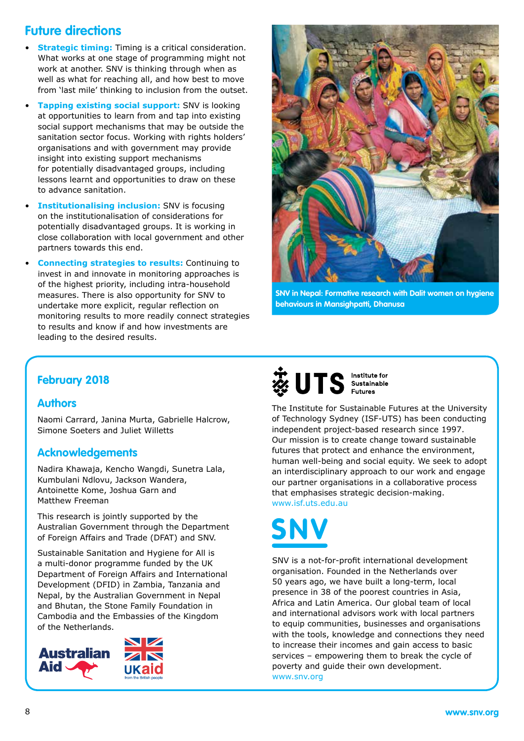## Future directions

- **Strategic timing:** Timing is a critical consideration. What works at one stage of programming might not work at another. SNV is thinking through when as well as what for reaching all, and how best to move from 'last mile' thinking to inclusion from the outset.
- **Tapping existing social support:** SNV is looking at opportunities to learn from and tap into existing social support mechanisms that may be outside the sanitation sector focus. Working with rights holders' organisations and with government may provide insight into existing support mechanisms for potentially disadvantaged groups, including lessons learnt and opportunities to draw on these to advance sanitation.
- **Institutionalising inclusion:** SNV is focusing on the institutionalisation of considerations for potentially disadvantaged groups. It is working in close collaboration with local government and other partners towards this end.
- **Connecting strategies to results:** Continuing to invest in and innovate in monitoring approaches is of the highest priority, including intra-household measures. There is also opportunity for SNV to undertake more explicit, regular reflection on monitoring results to more readily connect strategies to results and know if and how investments are leading to the desired results.

SNV in Nepal: Formative research with Dalit women on hygiene behaviours in Mansighpatti, Dhanusa

## February 2018

### Authors

Naomi Carrard, Janina Murta, Gabrielle Halcrow, Simone Soeters and Juliet Willetts

### Acknowledgements

Nadira Khawaja, Kencho Wangdi, Sunetra Lala, Kumbulani Ndlovu, Jackson Wandera, Antoinette Kome, Joshua Garn and Matthew Freeman

This research is jointly supported by the Australian Government through the Department of Foreign Affairs and Trade (DFAT) and SNV.

Sustainable Sanitation and Hygiene for All is a multi-donor programme funded by the UK Department of Foreign Affairs and International Development (DFID) in Zambia, Tanzania and Nepal, by the Australian Government in Nepal and Bhutan, the Stone Family Foundation in Cambodia and the Embassies of the Kingdom of the Netherlands.

Australian Aid

UKaid from the British people

UTS Institute for Sustainable Futures

The Institute for Sustainable Futures at the University of Technology Sydney (ISF-UTS) has been conducting independent project-based research since 1997. Our mission is to create change toward sustainable futures that protect and enhance the environment, human well-being and social equity. We seek to adopt an interdisciplinary approach to our work and engage our partner organisations in a collaborative process that emphasises strategic decision-making.
www.isf.uts.edu.au

SNV

SNV is a not-for-profit international development organisation. Founded in the Netherlands over 50 years ago, we have built a long-term, local presence in 38 of the poorest countries in Asia, Africa and Latin America. Our global team of local and international advisors work with local partners to equip communities, businesses and organisations with the tools, knowledge and connections they need to increase their incomes and gain access to basic services – empowering them to break the cycle of poverty and guide their own development.
www.snv.org